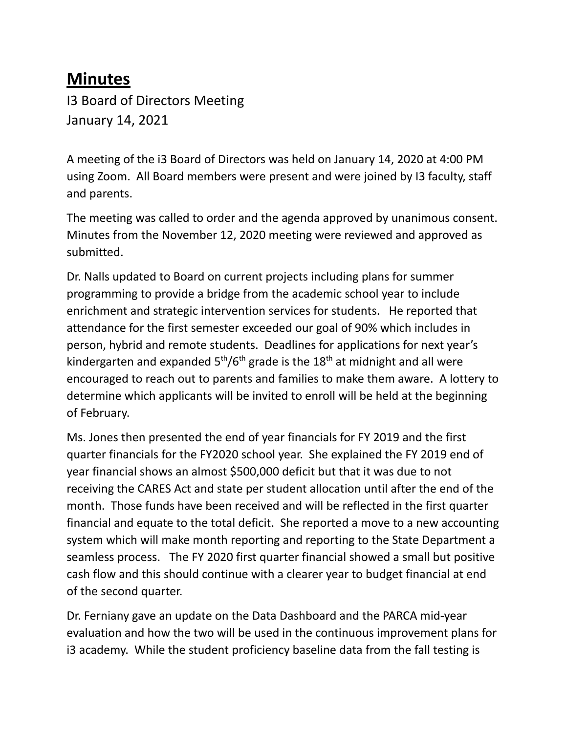# **Minutes**

I3 Board of Directors Meeting
January 14, 2021

A meeting of the i3 Board of Directors was held on January 14, 2020 at 4:00 PM using Zoom. All Board members were present and were joined by I3 faculty, staff and parents.

The meeting was called to order and the agenda approved by unanimous consent. Minutes from the November 12, 2020 meeting were reviewed and approved as submitted.

Dr. Nalls updated to Board on current projects including plans for summer programming to provide a bridge from the academic school year to include enrichment and strategic intervention services for students. He reported that attendance for the first semester exceeded our goal of 90% which includes in person, hybrid and remote students. Deadlines for applications for next year's kindergarten and expanded 5th/6th grade is the 18th at midnight and all were encouraged to reach out to parents and families to make them aware. A lottery to determine which applicants will be invited to enroll will be held at the beginning of February.

Ms. Jones then presented the end of year financials for FY 2019 and the first quarter financials for the FY2020 school year. She explained the FY 2019 end of year financial shows an almost $500,000 deficit but that it was due to not receiving the CARES Act and state per student allocation until after the end of the month. Those funds have been received and will be reflected in the first quarter financial and equate to the total deficit. She reported a move to a new accounting system which will make month reporting and reporting to the State Department a seamless process. The FY 2020 first quarter financial showed a small but positive cash flow and this should continue with a clearer year to budget financial at end of the second quarter.

Dr. Ferniany gave an update on the Data Dashboard and the PARCA mid-year evaluation and how the two will be used in the continuous improvement plans for i3 academy. While the student proficiency baseline data from the fall testing is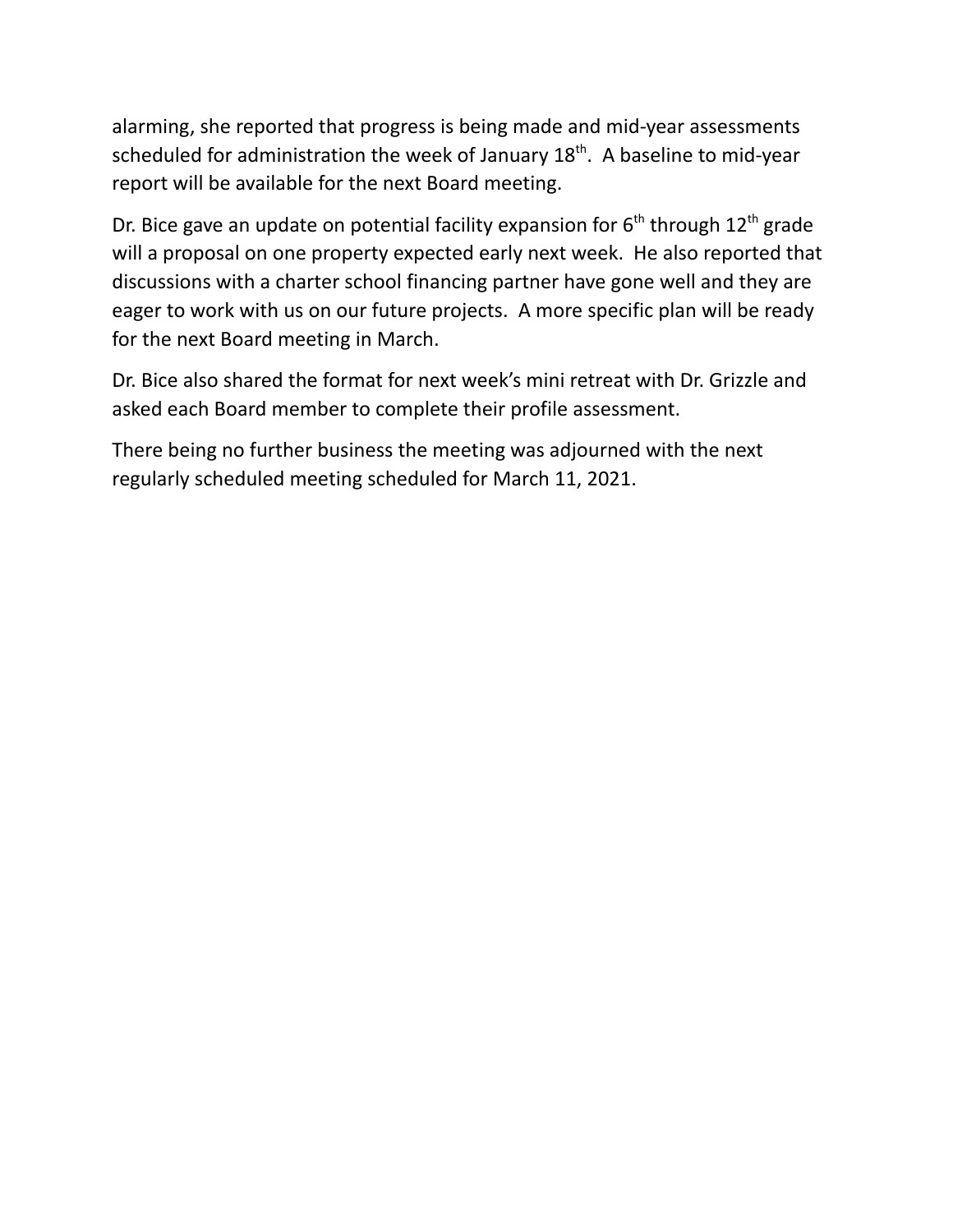alarming, she reported that progress is being made and mid-year assessments scheduled for administration the week of January 18th. A baseline to mid-year report will be available for the next Board meeting.

Dr. Bice gave an update on potential facility expansion for 6th through 12th grade will a proposal on one property expected early next week. He also reported that discussions with a charter school financing partner have gone well and they are eager to work with us on our future projects. A more specific plan will be ready for the next Board meeting in March.

Dr. Bice also shared the format for next week's mini retreat with Dr. Grizzle and asked each Board member to complete their profile assessment.

There being no further business the meeting was adjourned with the next regularly scheduled meeting scheduled for March 11, 2021.